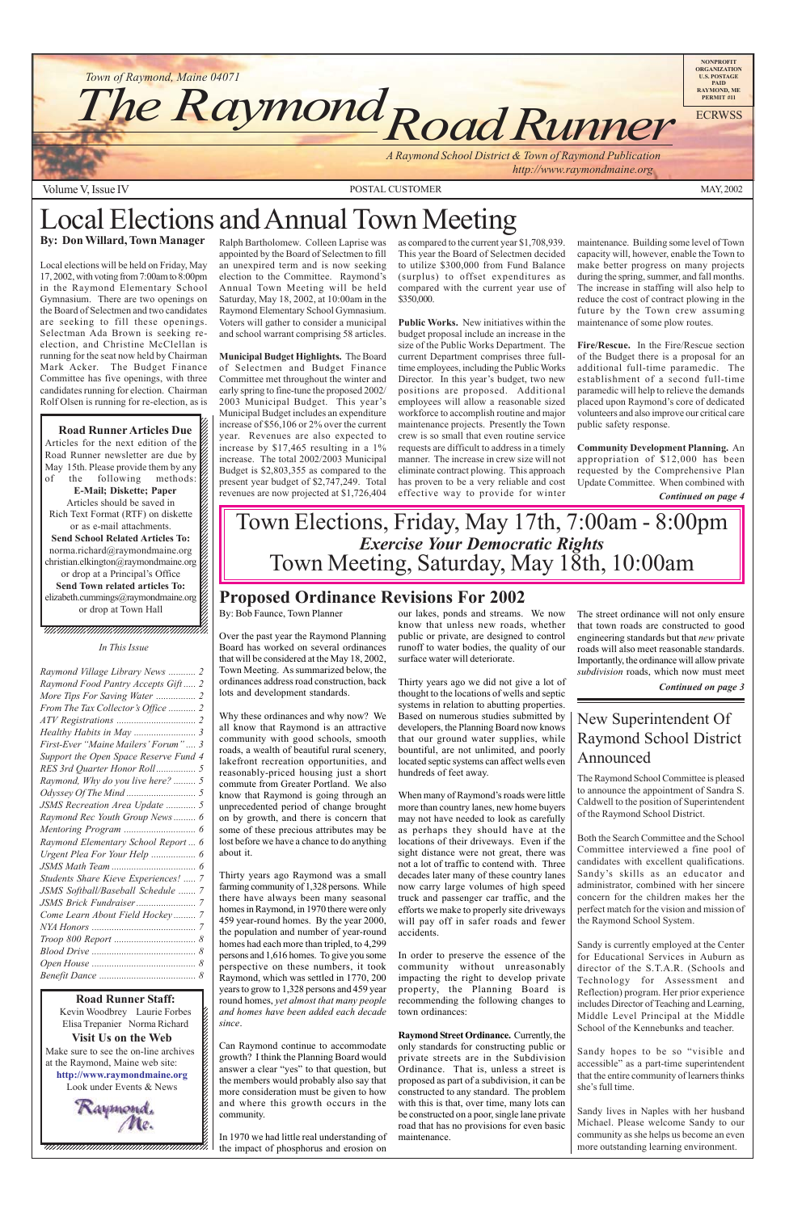Town of Raymond, Maine 04071

# The Raymond Road Runner

A Raymond School District & Town of Raymond Publication
http://www.raymondmaine.org

NONPROFIT ORGANIZATION U.S. POSTAGE PAID RAYMOND, ME PERMIT #11

ECRWSS

Volume V, Issue IV — POSTAL CUSTOMER — MAY, 2002

# Local Elections and Annual Town Meeting

**By: Don Willard, Town Manager**

Local elections will be held on Friday, May 17, 2002, with voting from 7:00am to 8:00pm in the Raymond Elementary School Gymnasium. There are two openings on the Board of Selectmen and two candidates are seeking to fill these openings. Selectman Ada Brown is seeking re-election, and Christine McClellan is running for the seat now held by Chairman Mark Acker. The Budget Finance Committee has five openings, with three candidates running for election. Chairman Rolf Olsen is running for re-election, as is Ralph Bartholomew. Colleen Laprise was appointed by the Board of Selectmen to fill an unexpired term and is now seeking election to the Committee. Raymond's Annual Town Meeting will be held Saturday, May 18, 2002, at 10:00am in the Raymond Elementary School Gymnasium. Voters will gather to consider a municipal and school warrant comprising 58 articles.

**Municipal Budget Highlights.** The Board of Selectmen and Budget Finance Committee met throughout the winter and early spring to fine-tune the proposed 2002/2003 Municipal Budget. This year's Municipal Budget includes an expenditure increase of $56,106 or 2% over the current year. Revenues are also expected to increase by $17,465 resulting in a 1% increase. The total 2002/2003 Municipal Budget is $2,803,355 as compared to the present year budget of $2,747,249. Total revenues are now projected at $1,726,404 as compared to the current year $1,708,939. This year the Board of Selectmen decided to utilize $300,000 from Fund Balance (surplus) to offset expenditures as compared with the current year use of $350,000.

**Public Works.** New initiatives within the budget proposal include an increase in the size of the Public Works Department. The current Department comprises three full-time employees, including the Public Works Director. In this year's budget, two new positions are proposed. Additional employees will allow a reasonable sized workforce to accomplish routine and major maintenance projects. Presently the Town crew is so small that even routine service requests are difficult to address in a timely manner. The increase in crew size will not eliminate contract plowing. This approach has proven to be a very reliable and cost effective way to provide for winter maintenance. Building some level of Town capacity will, however, enable the Town to make better progress on many projects during the spring, summer, and fall months. The increase in staffing will also help to reduce the cost of contract plowing in the future by the Town crew assuming maintenance of some plow routes.

**Fire/Rescue.** In the Fire/Rescue section of the Budget there is a proposal for an additional full-time paramedic. The establishment of a second full-time paramedic will help to relieve the demands placed upon Raymond's core of dedicated volunteers and also improve our critical care public safety response.

**Community Development Planning.** An appropriation of $12,000 has been requested by the Comprehensive Plan Update Committee. When combined with

*Continued on page 4*

## Road Runner Articles Due

Articles for the next edition of the Road Runner newsletter are due by May 15th. Please provide them by any of the following methods:

**E-Mail; Diskette; Paper**

Articles should be saved in Rich Text Format (RTF) on diskette or as e-mail attachments.

**Send School Related Articles To:**
norma.richard@raymondmaine.org
christian.elkington@raymondmaine.org
or drop at a Principal's Office

**Send Town related articles To:**
elizabeth.cummings@raymondmaine.org
or drop at Town Hall

*In This Issue*

- *Raymond Village Library News* ........... 2
- *Raymond Food Pantry Accepts Gift* ..... 2
- *More Tips For Saving Water* ................ 2
- *From The Tax Collector's Office* ........... 2
- *ATV Registrations* ................................ 2
- *Healthy Habits in May* ......................... 3
- *First-Ever "Maine Mailers' Forum"* .... 3
- *Support the Open Space Reserve Fund* 4
- *RES 3rd Quarter Honor Roll* ................ 5
- *Raymond, Why do you live here?* ......... 5
- *Odyssey Of The Mind* ............................ 5
- *JSMS Recreation Area Update* ............ 5
- *Raymond Rec Youth Group News* ......... 6
- *Mentoring Program* ............................. 6
- *Raymond Elementary School Report* ... 6
- *Urgent Plea For Your Help* .................. 6
- *JSMS Math Team* ................................. 6
- *Students Share Kieve Experiences!* ..... 7
- *JSMS Softball/Baseball Schedule* ....... 7
- *JSMS Brick Fundraiser* ........................ 7
- *Come Learn About Field Hockey* ......... 7
- *NYA Honors* ......................................... 7
- *Troop 800 Report* ................................. 8
- *Blood Drive* .......................................... 8
- *Open House* ......................................... 8
- *Benefit Dance* ...................................... 8

## Road Runner Staff:

Kevin Woodbrey Laurie Forbes
Elisa Trepanier Norma Richard

## Visit Us on the Web

Make sure to see the on-line archives at the Raymond, Maine web site:
**http://www.raymondmaine.org**
Look under Events & News

Raymond, Me.

# Town Elections, Friday, May 17th, 7:00am - 8:00pm

***Exercise Your Democratic Rights***

# Town Meeting, Saturday, May 18th, 10:00am

## Proposed Ordinance Revisions For 2002

By: Bob Faunce, Town Planner

Over the past year the Raymond Planning Board has worked on several ordinances that will be considered at the May 18, 2002, Town Meeting. As summarized below, the ordinances address road construction, back lots and development standards.

Why these ordinances and why now? We all know that Raymond is an attractive community with good schools, smooth roads, a wealth of beautiful rural scenery, lakefront recreation opportunities, and reasonably-priced housing just a short commute from Greater Portland. We also know that Raymond is going through an unprecedented period of change brought on by growth, and there is concern that some of these precious attributes may be lost before we have a chance to do anything about it.

Thirty years ago Raymond was a small farming community of 1,328 persons. While there have always been many seasonal homes in Raymond, in 1970 there were only 459 year-round homes. By the year 2000, the population and number of year-round homes had each more than tripled, to 4,299 persons and 1,616 homes. To give you some perspective on these numbers, it took Raymond, which was settled in 1770, 200 years to grow to 1,328 persons and 459 year round homes, *yet almost that many people and homes have been added each decade since*.

Can Raymond continue to accommodate growth? I think the Planning Board would answer a clear "yes" to that question, but the members would probably also say that more consideration must be given to how and where this growth occurs in the community.

In 1970 we had little real understanding of the impact of phosphorus and erosion on our lakes, ponds and streams. We now know that unless new roads, whether public or private, are designed to control runoff to water bodies, the quality of our surface water will deteriorate.

Thirty years ago we did not give a lot of thought to the locations of wells and septic systems in relation to abutting properties. Based on numerous studies submitted by developers, the Planning Board now knows that our ground water supplies, while bountiful, are not unlimited, and poorly located septic systems can affect wells even hundreds of feet away.

When many of Raymond's roads were little more than country lanes, new home buyers may not have needed to look as carefully as perhaps they should have at the locations of their driveways. Even if the sight distance were not great, there was not a lot of traffic to contend with. Three decades later many of these country lanes now carry large volumes of high speed truck and passenger car traffic, and the efforts we make to properly site driveways will pay off in safer roads and fewer accidents.

In order to preserve the essence of the community without unreasonably impacting the right to develop private property, the Planning Board is recommending the following changes to town ordinances:

**Raymond Street Ordinance.** Currently, the only standards for constructing public or private streets are in the Subdivision Ordinance. That is, unless a street is proposed as part of a subdivision, it can be constructed to any standard. The problem with this is that, over time, many lots can be constructed on a poor, single lane private road that has no provisions for even basic maintenance.

The street ordinance will not only ensure that town roads are constructed to good engineering standards but that *new* private roads will also meet reasonable standards. Importantly, the ordinance will allow private *subdivision* roads, which now must meet

*Continued on page 3*

## New Superintendent Of Raymond School District Announced

The Raymond School Committee is pleased to announce the appointment of Sandra S. Caldwell to the position of Superintendent of the Raymond School District.

Both the Search Committee and the School Committee interviewed a fine pool of candidates with excellent qualifications. Sandy's skills as an educator and administrator, combined with her sincere concern for the children makes her the perfect match for the vision and mission of the Raymond School System.

Sandy is currently employed at the Center for Educational Services in Auburn as director of the S.T.A.R. (Schools and Technology for Assessment and Reflection) program. Her prior experience includes Director of Teaching and Learning, Middle Level Principal at the Middle School of the Kennebunks and teacher.

Sandy hopes to be so "visible and accessible" as a part-time superintendent that the entire community of learners thinks she's full time.

Sandy lives in Naples with her husband Michael. Please welcome Sandy to our community as she helps us become an even more outstanding learning environment.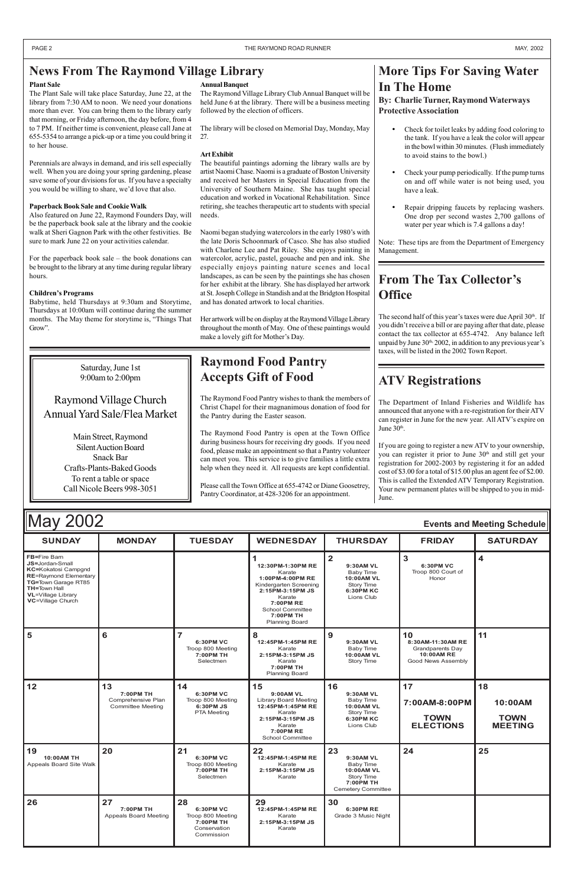## News From The Raymond Village Library

**Plant Sale**

The Plant Sale will take place Saturday, June 22, at the library from 7:30 AM to noon. We need your donations more than ever. You can bring them to the library early that morning, or Friday afternoon, the day before, from 4 to 7 PM. If neither time is convenient, please call Jane at 655-5354 to arrange a pick-up or a time you could bring it to her house.

Perennials are always in demand, and iris sell especially well. When you are doing your spring gardening, please save some of your divisions for us. If you have a specialty you would be willing to share, we'd love that also.

**Paperback Book Sale and Cookie Walk**

Also featured on June 22, Raymond Founders Day, will be the paperback book sale at the library and the cookie walk at Sheri Gagnon Park with the other festivities. Be sure to mark June 22 on your activities calendar.

For the paperback book sale – the book donations can be brought to the library at any time during regular library hours.

**Children's Programs**

Babytime, held Thursdays at 9:30am and Storytime, Thursdays at 10:00am will continue during the summer months. The May theme for storytime is, "Things That Grow".

**Annual Banquet**

The Raymond Village Library Club Annual Banquet will be held June 6 at the library. There will be a business meeting followed by the election of officers.

The library will be closed on Memorial Day, Monday, May 27.

**Art Exhibit**

The beautiful paintings adorning the library walls are by artist Naomi Chase. Naomi is a graduate of Boston University and received her Masters in Special Education from the University of Southern Maine. She has taught special education and worked in Vocational Rehabilitation. Since retiring, she teaches therapeutic art to students with special needs.

Naomi began studying watercolors in the early 1980's with the late Doris Schoonmark of Casco. She has also studied with Charlene Lee and Pat Riley. She enjoys painting in watercolor, acrylic, pastel, gouache and pen and ink. She especially enjoys painting nature scenes and local landscapes, as can be seen by the paintings she has chosen for her exhibit at the library. She has displayed her artwork at St. Joseph College in Standish and at the Bridgton Hospital and has donated artwork to local charities.

Her artwork will be on display at the Raymond Village Library throughout the month of May. One of these paintings would make a lovely gift for Mother's Day.

## More Tips For Saving Water In The Home

**By: Charlie Turner, Raymond Waterways Protective Association**

- Check for toilet leaks by adding food coloring to the tank. If you have a leak the color will appear in the bowl within 30 minutes. (Flush immediately to avoid stains to the bowl.)
- Check your pump periodically. If the pump turns on and off while water is not being used, you have a leak.
- Repair dripping faucets by replacing washers. One drop per second wastes 2,700 gallons of water per year which is 7.4 gallons a day!

Note: These tips are from the Department of Emergency Management.

## From The Tax Collector's Office

The second half of this year's taxes were due April 30th. If you didn't receive a bill or are paying after that date, please contact the tax collector at 655-4742. Any balance left unpaid by June 30th 2002, in addition to any previous year's taxes, will be listed in the 2002 Town Report.

---

Saturday, June 1st
9:00am to 2:00pm

Raymond Village Church
Annual Yard Sale/Flea Market

Main Street, Raymond
Silent Auction Board
Snack Bar
Crafts-Plants-Baked Goods
To rent a table or space
Call Nicole Beers 998-3051

---

## Raymond Food Pantry Accepts Gift of Food

The Raymond Food Pantry wishes to thank the members of Christ Chapel for their magnanimous donation of food for the Pantry during the Easter season.

The Raymond Food Pantry is open at the Town Office during business hours for receiving dry goods. If you need food, please make an appointment so that a Pantry volunteer can meet you. This service is to give families a little extra help when they need it. All requests are kept confidential.

Please call the Town Office at 655-4742 or Diane Goosetrey, Pantry Coordinator, at 428-3206 for an appointment.

## ATV Registrations

The Department of Inland Fisheries and Wildlife has announced that anyone with a re-registration for their ATV can register in June for the new year. All ATV's expire on June 30th.

If you are going to register a new ATV to your ownership, you can register it prior to June 30th and still get your registration for 2002-2003 by registering it for an added cost of $3.00 for a total of $15.00 plus an agent fee of $2.00. This is called the Extended ATV Temporary Registration. Your new permanent plates will be shipped to you in mid-June.

## May 2002

**Events and Meeting Schedule**

| SUNDAY | MONDAY | TUESDAY | WEDNESDAY | THURSDAY | FRIDAY | SATURDAY |
|---|---|---|---|---|---|---|
| **FB**=Fire Barn<br>**JS**=Jordan-Small<br>**KC**=Kokatosi Campgnd<br>**RE**=Raymond Elementary<br>**TG**=Town Garage RT85<br>**TH**=Town Hall<br>**VL**=Village Library<br>**VC**=Village Church | | | **1**<br>**12:30PM-1:30PM RE** Karate<br>**1:00PM-4:00PM RE** Kindergarten Screening<br>**2:15PM-3:15PM JS** Karate<br>**7:00PM RE** School Committee<br>**7:00PM TH** Planning Board | **2**<br>**9:30AM VL** Baby Time<br>**10:00AM VL** Story Time<br>**6:30PM KC** Lions Club | **3**<br>**6:30PM VC** Troop 800 Court of Honor | **4** |
| **5** | **6** | **7**<br>**6:30PM VC** Troop 800 Meeting<br>**7:00PM TH** Selectmen | **8**<br>**12:45PM-1:45PM RE** Karate<br>**2:15PM-3:15PM JS** Karate<br>**7:00PM TH** Planning Board | **9**<br>**9:30AM VL** Baby Time<br>**10:00AM VL** Story Time | **10**<br>**8:30AM-11:30AM RE** Grandparents Day<br>**10:00AM RE** Good News Assembly | **11** |
| **12** | **13**<br>**7:00PM TH** Comprehensive Plan Committee Meeting | **14**<br>**6:30PM VC** Troop 800 Meeting<br>**6:30PM JS** PTA Meeting | **15**<br>**9:00AM VL** Library Board Meeting<br>**12:45PM-1:45PM RE** Karate<br>**2:15PM-3:15PM JS** Karate<br>**7:00PM RE** School Committee | **16**<br>**9:30AM VL** Baby Time<br>**10:00AM VL** Story Time<br>**6:30PM KC** Lions Club | **17**<br>**7:00AM-8:00PM**<br>**TOWN ELECTIONS** | **18**<br>**10:00AM**<br>**TOWN MEETING** |
| **19**<br>**10:00AM TH** Appeals Board Site Walk | **20** | **21**<br>**6:30PM VC** Troop 800 Meeting<br>**7:00PM TH** Selectmen | **22**<br>**12:45PM-1:45PM RE** Karate<br>**2:15PM-3:15PM JS** Karate | **23**<br>**9:30AM VL** Baby Time<br>**10:00AM VL** Story Time<br>**7:00PM TH** Cemetery Committee | **24** | **25** |
| **26** | **27**<br>**7:00PM TH** Appeals Board Meeting | **28**<br>**6:30PM VC** Troop 800 Meeting<br>**7:00PM TH** Conservation Commission | **29**<br>**12:45PM-1:45PM RE** Karate<br>**2:15PM-3:15PM JS** Karate | **30**<br>**6:30PM RE** Grade 3 Music Night | | |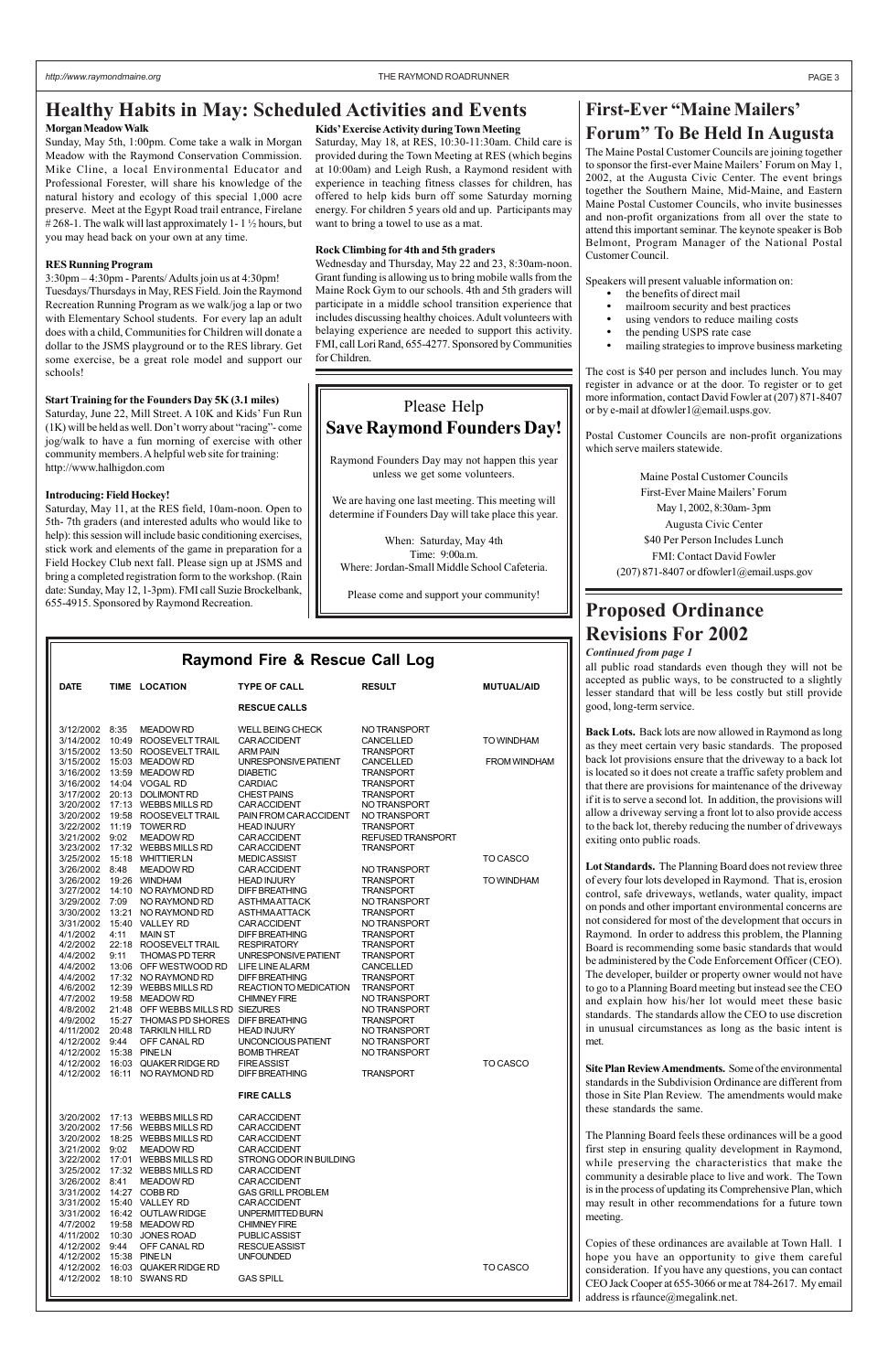# Healthy Habits in May: Scheduled Activities and Events

**Morgan Meadow Walk**

Sunday, May 5th, 1:00pm. Come take a walk in Morgan Meadow with the Raymond Conservation Commission. Mike Cline, a local Environmental Educator and Professional Forester, will share his knowledge of the natural history and ecology of this special 1,000 acre preserve. Meet at the Egypt Road trail entrance, Firelane # 268-1. The walk will last approximately 1- 1 ½ hours, but you may head back on your own at any time.

**RES Running Program**

3:30pm – 4:30pm - Parents/ Adults join us at 4:30pm! Tuesdays/Thursdays in May, RES Field. Join the Raymond Recreation Running Program as we walk/jog a lap or two with Elementary School students. For every lap an adult does with a child, Communities for Children will donate a dollar to the JSMS playground or to the RES library. Get some exercise, be a great role model and support our schools!

**Start Training for the Founders Day 5K (3.1 miles)**

Saturday, June 22, Mill Street. A 10K and Kids' Fun Run (1K) will be held as well. Don't worry about "racing"- come jog/walk to have a fun morning of exercise with other community members. A helpful web site for training: http://www.halhigdon.com

**Introducing: Field Hockey!**

Saturday, May 11, at the RES field, 10am-noon. Open to 5th- 7th graders (and interested adults who would like to help): this session will include basic conditioning exercises, stick work and elements of the game in preparation for a Field Hockey Club next fall. Please sign up at JSMS and bring a completed registration form to the workshop. (Rain date: Sunday, May 12, 1-3pm). FMI call Suzie Brockelbank, 655-4915. Sponsored by Raymond Recreation.

**Kids' Exercise Activity during Town Meeting**

Saturday, May 18, at RES, 10:30-11:30am. Child care is provided during the Town Meeting at RES (which begins at 10:00am) and Leigh Rush, a Raymond resident with experience in teaching fitness classes for children, has offered to help kids burn off some Saturday morning energy. For children 5 years old and up. Participants may want to bring a towel to use as a mat.

**Rock Climbing for 4th and 5th graders**

Wednesday and Thursday, May 22 and 23, 8:30am-noon. Grant funding is allowing us to bring mobile walls from the Maine Rock Gym to our schools. 4th and 5th graders will participate in a middle school transition experience that includes discussing healthy choices. Adult volunteers with belaying experience are needed to support this activity. FMI, call Lori Rand, 655-4277. Sponsored by Communities for Children.

Please Help

## Save Raymond Founders Day!

Raymond Founders Day may not happen this year unless we get some volunteers.

We are having one last meeting. This meeting will determine if Founders Day will take place this year.

When: Saturday, May 4th
Time: 9:00a.m.
Where: Jordan-Small Middle School Cafeteria.

Please come and support your community!

## Raymond Fire & Rescue Call Log

| DATE | TIME | LOCATION | TYPE OF CALL | RESULT | MUTUAL/AID |
|---|---|---|---|---|---|
| | | | **RESCUE CALLS** | | |
| 3/12/2002 | 8:35 | MEADOW RD | WELL BEING CHECK | NO TRANSPORT | |
| 3/14/2002 | 10:49 | ROOSEVELT TRAIL | CAR ACCIDENT | CANCELLED | TO WINDHAM |
| 3/15/2002 | 13:50 | ROOSEVELT TRAIL | ARM PAIN | TRANSPORT | |
| 3/15/2002 | 15:03 | MEADOW RD | UNRESPONSIVE PATIENT | CANCELLED | FROM WINDHAM |
| 3/16/2002 | 13:59 | MEADOW RD | DIABETIC | TRANSPORT | |
| 3/16/2002 | 14:04 | VOGAL RD | CARDIAC | TRANSPORT | |
| 3/17/2002 | 20:13 | DOLIMONT RD | CHEST PAINS | TRANSPORT | |
| 3/20/2002 | 17:13 | WEBBS MILLS RD | CAR ACCIDENT | NO TRANSPORT | |
| 3/20/2002 | 19:58 | ROOSEVELT TRAIL | PAIN FROM CAR ACCIDENT | NO TRANSPORT | |
| 3/22/2002 | 11:19 | TOWER RD | HEAD INJURY | TRANSPORT | |
| 3/21/2002 | 9:02 | MEADOW RD | CAR ACCIDENT | REFUSED TRANSPORT | |
| 3/23/2002 | 17:32 | WEBBS MILLS RD | CAR ACCIDENT | TRANSPORT | |
| 3/25/2002 | 15:18 | WHITTIER LN | MEDIC ASSIST | | TO CASCO |
| 3/26/2002 | 8:48 | MEADOW RD | CAR ACCIDENT | NO TRANSPORT | |
| 3/26/2002 | 19:26 | WINDHAM | HEAD INJURY | TRANSPORT | TO WINDHAM |
| 3/27/2002 | 14:10 | NO RAYMOND RD | DIFF BREATHING | TRANSPORT | |
| 3/29/2002 | 7:09 | NO RAYMOND RD | ASTHMA ATTACK | NO TRANSPORT | |
| 3/30/2002 | 13:21 | NO RAYMOND RD | ASTHMA ATTACK | TRANSPORT | |
| 3/31/2002 | 15:40 | VALLEY RD | CAR ACCIDENT | NO TRANSPORT | |
| 4/1/2002 | 4:11 | MAIN ST | DIFF BREATHING | TRANSPORT | |
| 4/2/2002 | 22:18 | ROOSEVELT TRAIL | RESPIRATORY | TRANSPORT | |
| 4/4/2002 | 9:11 | THOMAS PD TERR | UNRESPONSIVE PATIENT | TRANSPORT | |
| 4/4/2002 | 13:06 | OFF WESTWOOD RD | LIFE LINE ALARM | CANCELLED | |
| 4/4/2002 | 17:32 | NO RAYMOND RD | DIFF BREATHING | TRANSPORT | |
| 4/6/2002 | 12:39 | WEBBS MILLS RD | REACTION TO MEDICATION | TRANSPORT | |
| 4/7/2002 | 19:58 | MEADOW RD | CHIMNEY FIRE | NO TRANSPORT | |
| 4/8/2002 | 21:48 | OFF WEBBS MILLS RD | SIEZURES | NO TRANSPORT | |
| 4/9/2002 | 15:27 | THOMAS PD SHORES | DIFF BREATHING | TRANSPORT | |
| 4/11/2002 | 20:48 | TARKILN HILL RD | HEAD INJURY | NO TRANSPORT | |
| 4/12/2002 | 9:44 | OFF CANAL RD | UNCONCIOUS PATIENT | NO TRANSPORT | |
| 4/12/2002 | 15:38 | PINE LN | BOMB THREAT | NO TRANSPORT | |
| 4/12/2002 | 16:03 | QUAKER RIDGE RD | FIRE ASSIST | | TO CASCO |
| 4/12/2002 | 16:11 | NO RAYMOND RD | DIFF BREATHING | TRANSPORT | |
| | | | **FIRE CALLS** | | |
| 3/20/2002 | 17:13 | WEBBS MILLS RD | CAR ACCIDENT | | |
| 3/20/2002 | 17:56 | WEBBS MILLS RD | CAR ACCIDENT | | |
| 3/20/2002 | 18:25 | WEBBS MILLS RD | CAR ACCIDENT | | |
| 3/21/2002 | 9:02 | MEADOW RD | CAR ACCIDENT | | |
| 3/22/2002 | 17:01 | WEBBS MILLS RD | STRONG ODOR IN BUILDING | | |
| 3/25/2002 | 17:32 | WEBBS MILLS RD | CAR ACCIDENT | | |
| 3/26/2002 | 8:41 | MEADOW RD | CAR ACCIDENT | | |
| 3/31/2002 | 14:27 | COBB RD | GAS GRILL PROBLEM | | |
| 3/31/2002 | 15:40 | VALLEY RD | CAR ACCIDENT | | |
| 3/31/2002 | 16:42 | OUTLAW RIDGE | UNPERMITTED BURN | | |
| 4/7/2002 | 19:58 | MEADOW RD | CHIMNEY FIRE | | |
| 4/11/2002 | 10:30 | JONES ROAD | PUBLIC ASSIST | | |
| 4/12/2002 | 9:44 | OFF CANAL RD | RESCUE ASSIST | | |
| 4/12/2002 | 15:38 | PINE LN | UNFOUNDED | | |
| 4/12/2002 | 16:03 | QUAKER RIDGE RD | | | TO CASCO |
| 4/12/2002 | 18:10 | SWANS RD | GAS SPILL | | |

# First-Ever "Maine Mailers' Forum" To Be Held In Augusta

The Maine Postal Customer Councils are joining together to sponsor the first-ever Maine Mailers' Forum on May 1, 2002, at the Augusta Civic Center. The event brings together the Southern Maine, Mid-Maine, and Eastern Maine Postal Customer Councils, who invite businesses and non-profit organizations from all over the state to attend this important seminar. The keynote speaker is Bob Belmont, Program Manager of the National Postal Customer Council.

Speakers will present valuable information on:

- the benefits of direct mail
- mailroom security and best practices
- using vendors to reduce mailing costs
- the pending USPS rate case
- mailing strategies to improve business marketing

The cost is $40 per person and includes lunch. You may register in advance or at the door. To register or to get more information, contact David Fowler at (207) 871-8407 or by e-mail at dfowler1@email.usps.gov.

Postal Customer Councils are non-profit organizations which serve mailers statewide.

Maine Postal Customer Councils
First-Ever Maine Mailers' Forum
May 1, 2002, 8:30am- 3pm
Augusta Civic Center
$40 Per Person Includes Lunch
FMI: Contact David Fowler
(207) 871-8407 or dfowler1@email.usps.gov

# Proposed Ordinance Revisions For 2002

*Continued from page 1*

all public road standards even though they will not be accepted as public ways, to be constructed to a slightly lesser standard that will be less costly but still provide good, long-term service.

**Back Lots.** Back lots are now allowed in Raymond as long as they meet certain very basic standards. The proposed back lot provisions ensure that the driveway to a back lot is located so it does not create a traffic safety problem and that there are provisions for maintenance of the driveway if it is to serve a second lot. In addition, the provisions will allow a driveway serving a front lot to also provide access to the back lot, thereby reducing the number of driveways exiting onto public roads.

**Lot Standards.** The Planning Board does not review three of every four lots developed in Raymond. That is, erosion control, safe driveways, wetlands, water quality, impact on ponds and other important environmental concerns are not considered for most of the development that occurs in Raymond. In order to address this problem, the Planning Board is recommending some basic standards that would be administered by the Code Enforcement Officer (CEO). The developer, builder or property owner would not have to go to a Planning Board meeting but instead see the CEO and explain how his/her lot would meet these basic standards. The standards allow the CEO to use discretion in unusual circumstances as long as the basic intent is met.

**Site Plan Review Amendments.** Some of the environmental standards in the Subdivision Ordinance are different from those in Site Plan Review. The amendments would make these standards the same.

The Planning Board feels these ordinances will be a good first step in ensuring quality development in Raymond, while preserving the characteristics that make the community a desirable place to live and work. The Town is in the process of updating its Comprehensive Plan, which may result in other recommendations for a future town meeting.

Copies of these ordinances are available at Town Hall. I hope you have an opportunity to give them careful consideration. If you have any questions, you can contact CEO Jack Cooper at 655-3066 or me at 784-2617. My email address is rfaunce@megalink.net.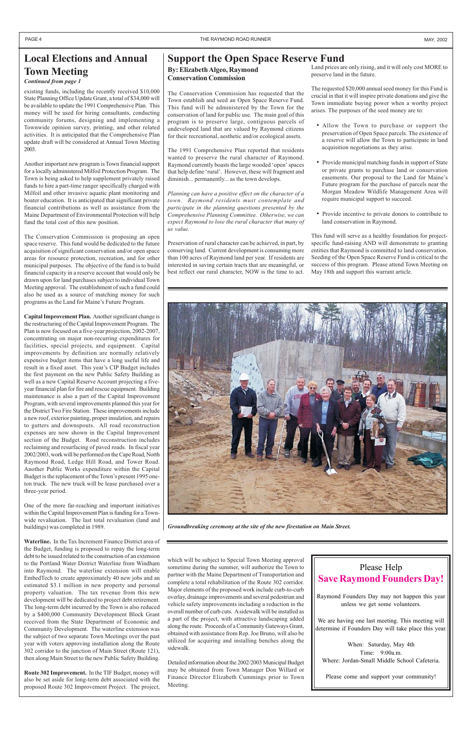## Local Elections and Annual Town Meeting

*Continued from page 1*

existing funds, including the recently received $10,000 State Planning Office Update Grant, a total of $34,000 will be available to update the 1991 Comprehensive Plan. This money will be used for hiring consultants, conducting community forums, designing and implementing a Townwide opinion survey, printing, and other related activities. It is anticipated that the Comprehensive Plan update draft will be considered at Annual Town Meeting 2003.

Another important new program is Town financial support for a locally administered Milfoil Protection Program. The Town is being asked to help supplement privately raised funds to hire a part-time ranger specifically charged with Milfoil and other invasive aquatic plant monitoring and boater education. It is anticipated that significant private financial contributions as well as assistance from the Maine Department of Environmental Protection will help fund the total cost of this new position.

The Conservation Commission is proposing an open space reserve. This fund would be dedicated to the future acquisition of significant conservation and/or open space areas for resource protection, recreation, and for other municipal purposes. The objective of the fund is to build financial capacity in a reserve account that would only be drawn upon for land purchases subject to individual Town Meeting approval. The establishment of such a fund could also be used as a source of matching money for such programs as the Land for Maine's Future Program.

**Capital Improvement Plan.** Another significant change is the restructuring of the Capital Improvement Program. The Plan is now focused on a five-year projection, 2002-2007, concentrating on major non-recurring expenditures for facilities, special projects, and equipment. Capital improvements by definition are normally relatively expensive budget items that have a long useful life and result in a fixed asset. This year's CIP Budget includes the first payment on the new Public Safety Building as well as a new Capital Reserve Account projecting a five-year financial plan for fire and rescue equipment. Building maintenance is also a part of the Capital Improvement Program, with several improvements planned this year for the District Two Fire Station. These improvements include a new roof, exterior painting, proper insulation, and repairs to gutters and downspouts. All road reconstruction expenses are now shown in the Capital Improvement section of the Budget. Road reconstruction includes reclaiming and resurfacing of paved roads. In fiscal year 2002/2003, work will be performed on the Cape Road, North Raymond Road, Ledge Hill Road, and Tower Road. Another Public Works expenditure within the Capital Budget is the replacement of the Town's present 1995 one-ton truck. The new truck will be lease purchased over a three-year period.

One of the more far-reaching and important initiatives within the Capital Improvement Plan is funding for a Town-wide revaluation. The last total revaluation (land and buildings) was completed in 1989.

**Waterline.** In the Tax Increment Finance District area of the Budget, funding is proposed to repay the long-term debt to be issued related to the construction of an extension to the Portland Water District Waterline from Windham into Raymond. The waterline extension will enable EmbedTech to create approximately 40 new jobs and an estimated $3.1 million in new property and personal property valuation. The tax revenue from this new development will be dedicated to project debt retirement. The long-term debt incurred by the Town is also reduced by a $400,000 Community Development Block Grant received from the State Department of Economic and Community Development. The waterline extension was the subject of two separate Town Meetings over the past year with voters approving installation along the Route 302 corridor to the junction of Main Street (Route 121), then along Main Street to the new Public Safety Building.

**Route 302 Improvement.** In the TIF Budget, money will also be set aside for long-term debt associated with the proposed Route 302 Improvement Project. The project, which will be subject to Special Town Meeting approval sometime during the summer, will authorize the Town to partner with the Maine Department of Transportation and complete a total rehabilitation of the Route 302 corridor. Major elements of the proposed work include curb-to-curb overlay, drainage improvements and several pedestrian and vehicle safety improvements including a reduction in the overall number of curb cuts. A sidewalk will be installed as a part of the project, with attractive landscaping added along the route. Proceeds of a Community Gateways Grant, obtained with assistance from Rep. Joe Bruno, will also be utilized for acquiring and installing benches along the sidewalk.

Detailed information about the 2002/2003 Municipal Budget may be obtained from Town Manager Don Willard or Finance Director Elizabeth Cummings prior to Town Meeting.

## Support the Open Space Reserve Fund

**By: Elizabeth Algeo, Raymond Conservation Commission**

The Conservation Commission has requested that the Town establish and seed an Open Space Reserve Fund. This fund will be administered by the Town for the conservation of land for public use. The main goal of this program is to preserve large, contiguous parcels of undeveloped land that are valued by Raymond citizens for their recreational, aesthetic and/or ecological assets.

The 1991 Comprehensive Plan reported that residents wanted to preserve the rural character of Raymond. Raymond currently boasts the large wooded 'open' spaces that help define 'rural'. However, these will fragment and diminish... permanently... as the town develops.

*Planning can have a positive effect on the character of a town. Raymond residents must contemplate and participate in the planning questions presented by the Comprehensive Planning Committee. Otherwise, we can expect Raymond to lose the rural character that many of us value.*

Preservation of rural character can be achieved, in part, by conserving land. Current development is consuming more than 100 acres of Raymond land per year. If residents are interested in saving certain tracts that are meaningful, or best reflect our rural character, NOW is the time to act. Land prices are only rising, and it will only cost MORE to preserve land in the future.

The requested $20,000 annual seed money for this Fund is crucial in that it will inspire private donations and give the Town immediate buying power when a worthy project arises. The purposes of the seed money are to:

- Allow the Town to purchase or support the preservation of Open Space parcels. The existence of a reserve will allow the Town to participate in land acquisition negotiations as they arise.
- Provide municipal matching funds in support of State or private grants to purchase land or conservation easements. Our proposal to the Land for Maine's Future program for the purchase of parcels near the Morgan Meadow Wildlife Management Area will require municipal support to succeed.
- Provide incentive to private donors to contribute to land conservation in Raymond.

This fund will serve as a healthy foundation for project-specific fund-raising AND will demonstrate to granting entities that Raymond is committed to land conservation. Seeding of the Open Space Reserve Fund is critical to the success of this program. Please attend Town Meeting on May 18th and support this warrant article.

*Groundbreaking ceremony at the site of the new firestation on Main Street.*

### Please Help
### Save Raymond Founders Day!

Raymond Founders Day may not happen this year unless we get some volunteers.

We are having one last meeting. This meeting will determine if Founders Day will take place this year.

When: Saturday, May 4th
Time: 9:00a.m.
Where: Jordan-Small Middle School Cafeteria.

Please come and support your community!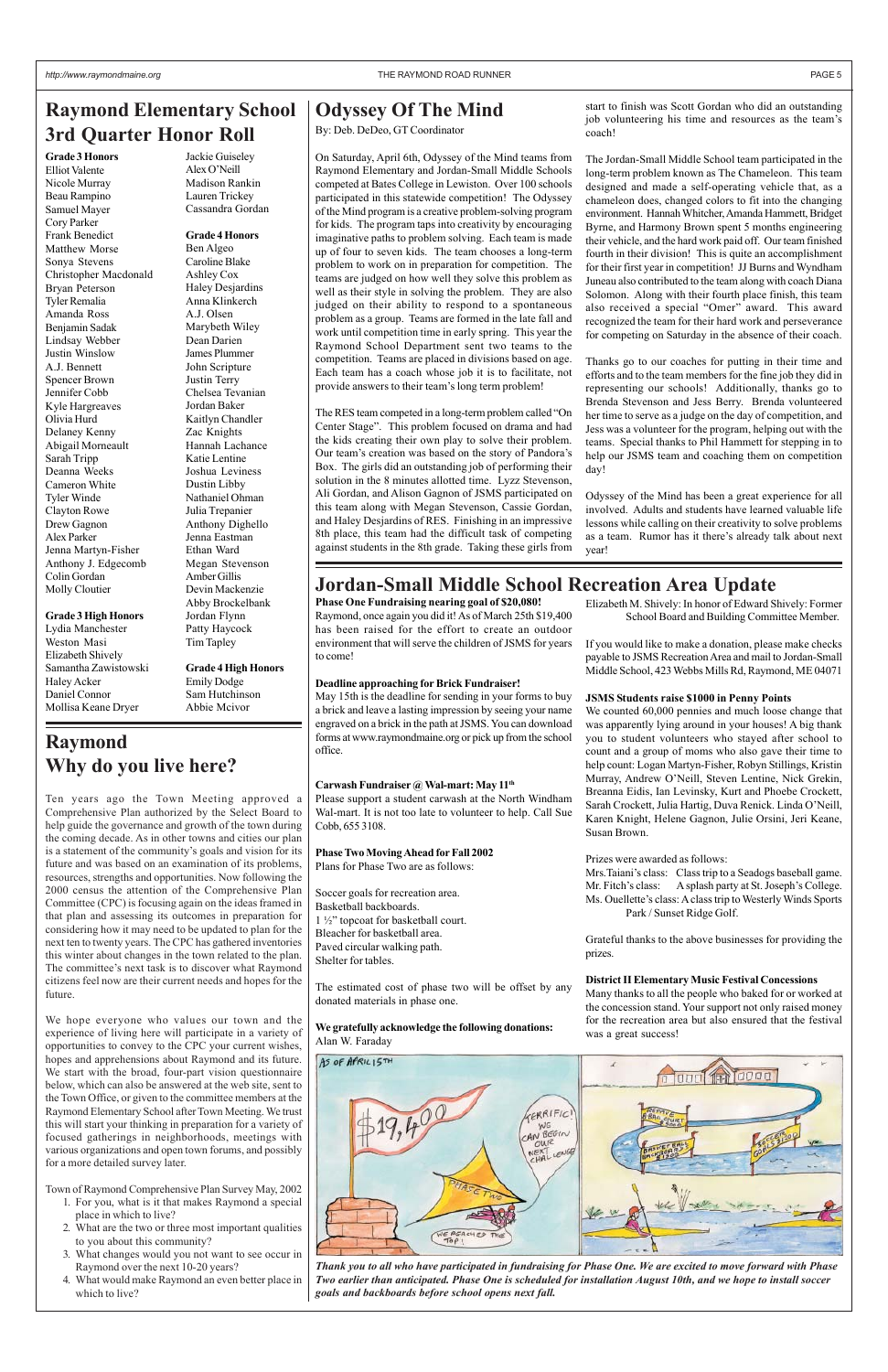# Raymond Elementary School 3rd Quarter Honor Roll

**Grade 3 Honors**
Elliot Valente
Nicole Murray
Beau Rampino
Samuel Mayer
Cory Parker
Frank Benedict
Matthew Morse
Sonya Stevens
Christopher Macdonald
Bryan Peterson
Tyler Remalia
Amanda Ross
Benjamin Sadak
Lindsay Webber
Justin Winslow
A.J. Bennett
Spencer Brown
Jennifer Cobb
Kyle Hargreaves
Olivia Hurd
Delaney Kenny
Abigail Morneault
Sarah Tripp
Deanna Weeks
Cameron White
Tyler Winde
Clayton Rowe
Drew Gagnon
Alex Parker
Jenna Martyn-Fisher
Anthony J. Edgecomb
Colin Gordan
Molly Cloutier

**Grade 3 High Honors**
Lydia Manchester
Weston Masi
Elizabeth Shively
Samantha Zawistowski
Haley Acker
Daniel Connor
Mollisa Keane Dryer
Jackie Guiseley
Alex O'Neill
Madison Rankin
Lauren Trickey
Cassandra Gordan

**Grade 4 Honors**
Ben Algeo
Caroline Blake
Ashley Cox
Haley Desjardins
Anna Klinkerch
A.J. Olsen
Marybeth Wiley
Dean Darien
James Plummer
John Scripture
Justin Terry
Chelsea Tevanian
Jordan Baker
Kaitlyn Chandler
Zac Knights
Hannah Lachance
Katie Lentine
Joshua Leviness
Dustin Libby
Nathaniel Ohman
Julia Trepanier
Anthony Dighello
Jenna Eastman
Ethan Ward
Megan Stevenson
Amber Gillis
Devin Mackenzie
Abby Brockelbank
Jordan Flynn
Patty Haycock
Tim Tapley

**Grade 4 High Honors**
Emily Dodge
Sam Hutchinson
Abbie Mcivor

# Raymond Why do you live here?

Ten years ago the Town Meeting approved a Comprehensive Plan authorized by the Select Board to help guide the governance and growth of the town during the coming decade. As in other towns and cities our plan is a statement of the community's goals and vision for its future and was based on an examination of its problems, resources, strengths and opportunities. Now following the 2000 census the attention of the Comprehensive Plan Committee (CPC) is focusing again on the ideas framed in that plan and assessing its outcomes in preparation for considering how it may need to be updated to plan for the next ten to twenty years. The CPC has gathered inventories this winter about changes in the town related to the plan. The committee's next task is to discover what Raymond citizens feel now are their current needs and hopes for the future.

We hope everyone who values our town and the experience of living here will participate in a variety of opportunities to convey to the CPC your current wishes, hopes and apprehensions about Raymond and its future. We start with the broad, four-part vision questionnaire below, which can also be answered at the web site, sent to the Town Office, or given to the committee members at the Raymond Elementary School after Town Meeting. We trust this will start your thinking in preparation for a variety of focused gatherings in neighborhoods, meetings with various organizations and open town forums, and possibly for a more detailed survey later.

Town of Raymond Comprehensive Plan Survey May, 2002

1. For you, what is it that makes Raymond a special place in which to live?
2. What are the two or three most important qualities to you about this community?
3. What changes would you not want to see occur in Raymond over the next 10-20 years?
4. What would make Raymond an even better place in which to live?

# Odyssey Of The Mind

By: Deb. DeDeo, GT Coordinator

On Saturday, April 6th, Odyssey of the Mind teams from Raymond Elementary and Jordan-Small Middle Schools competed at Bates College in Lewiston. Over 100 schools participated in this statewide competition! The Odyssey of the Mind program is a creative problem-solving program for kids. The program taps into creativity by encouraging imaginative paths to problem solving. Each team is made up of four to seven kids. The team chooses a long-term problem to work on in preparation for competition. The teams are judged on how well they solve this problem as well as their style in solving the problem. They are also judged on their ability to respond to a spontaneous problem as a group. Teams are formed in the late fall and work until competition time in early spring. This year the Raymond School Department sent two teams to the competition. Teams are placed in divisions based on age. Each team has a coach whose job it is to facilitate, not provide answers to their team's long term problem!

The RES team competed in a long-term problem called "On Center Stage". This problem focused on drama and had the kids creating their own play to solve their problem. Our team's creation was based on the story of Pandora's Box. The girls did an outstanding job of performing their solution in the 8 minutes allotted time. Lyzz Stevenson, Ali Gordan, and Alison Gagnon of JSMS participated on this team along with Megan Stevenson, Cassie Gordan, and Haley Desjardins of RES. Finishing in an impressive 8th place, this team had the difficult task of competing against students in the 8th grade. Taking these girls from start to finish was Scott Gordan who did an outstanding job volunteering his time and resources as the team's coach!

The Jordan-Small Middle School team participated in the long-term problem known as The Chameleon. This team designed and made a self-operating vehicle that, as a chameleon does, changed colors to fit into the changing environment. Hannah Whitcher, Amanda Hammett, Bridget Byrne, and Harmony Brown spent 5 months engineering their vehicle, and the hard work paid off. Our team finished fourth in their division! This is quite an accomplishment for their first year in competition! JJ Burns and Wyndham Juneau also contributed to the team along with coach Diana Solomon. Along with their fourth place finish, this team also received a special "Omer" award. This award recognized the team for their hard work and perseverance for competing on Saturday in the absence of their coach.

Thanks go to our coaches for putting in their time and efforts and to the team members for the fine job they did in representing our schools! Additionally, thanks go to Brenda Stevenson and Jess Berry. Brenda volunteered her time to serve as a judge on the day of competition, and Jess was a volunteer for the program, helping out with the teams. Special thanks to Phil Hammett for stepping in to help our JSMS team and coaching them on competition day!

Odyssey of the Mind has been a great experience for all involved. Adults and students have learned valuable life lessons while calling on their creativity to solve problems as a team. Rumor has it there's already talk about next year!

# Jordan-Small Middle School Recreation Area Update

**Phase One Fundraising nearing goal of $20,080!**
Raymond, once again you did it! As of March 25th $19,400 has been raised for the effort to create an outdoor environment that will serve the children of JSMS for years to come!

**Deadline approaching for Brick Fundraiser!**
May 15th is the deadline for sending in your forms to buy a brick and leave a lasting impression by seeing your name engraved on a brick in the path at JSMS. You can download forms at www.raymondmaine.org or pick up from the school office.

**Carwash Fundraiser @ Wal-mart: May 11th**
Please support a student carwash at the North Windham Wal-mart. It is not too late to volunteer to help. Call Sue Cobb, 655 3108.

**Phase Two Moving Ahead for Fall 2002**
Plans for Phase Two are as follows:

Soccer goals for recreation area.
Basketball backboards.
1 ½" topcoat for basketball court.
Bleacher for basketball area.
Paved circular walking path.
Shelter for tables.

The estimated cost of phase two will be offset by any donated materials in phase one.

**We gratefully acknowledge the following donations:**
Alan W. Faraday
Elizabeth M. Shively: In honor of Edward Shively: Former School Board and Building Committee Member.

If you would like to make a donation, please make checks payable to JSMS Recreation Area and mail to Jordan-Small Middle School, 423 Webbs Mills Rd, Raymond, ME 04071

**JSMS Students raise $1000 in Penny Points**
We counted 60,000 pennies and much loose change that was apparently lying around in your houses! A big thank you to student volunteers who stayed after school to count and a group of moms who also gave their time to help count: Logan Martyn-Fisher, Robyn Stillings, Kristin Murray, Andrew O'Neill, Steven Lentine, Nick Grekin, Breanna Eidis, Ian Levinsky, Kurt and Phoebe Crockett, Sarah Crockett, Julia Hartig, Duva Renick. Linda O'Neill, Karen Knight, Helene Gagnon, Julie Orsini, Jeri Keane, Susan Brown.

Prizes were awarded as follows:
Mrs.Taiani's class: Class trip to a Seadogs baseball game.
Mr. Fitch's class: A splash party at St. Joseph's College.
Ms. Ouellette's class: A class trip to Westerly Winds Sports Park / Sunset Ridge Golf.

Grateful thanks to the above businesses for providing the prizes.

**District II Elementary Music Festival Concessions**
Many thanks to all the people who baked for or worked at the concession stand. Your support not only raised money for the recreation area but also ensured that the festival was a great success!

*Thank you to all who have participated in fundraising for Phase One. We are excited to move forward with Phase Two earlier than anticipated. Phase One is scheduled for installation August 10th, and we hope to install soccer goals and backboards before school opens next fall.*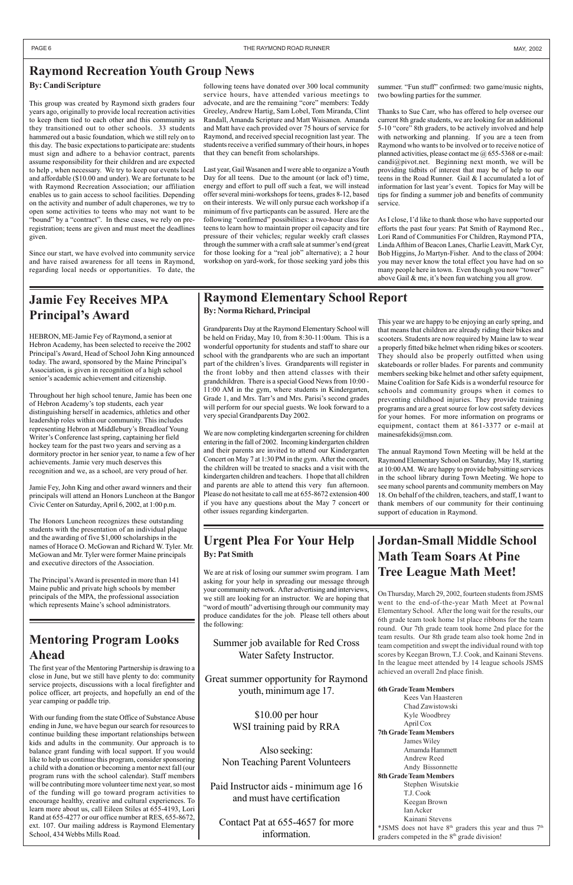## Raymond Recreation Youth Group News

**By: Candi Scripture**

This group was created by Raymond sixth graders four years ago, originally to provide local recreation activities to keep them tied to each other and this community as they transitioned out to other schools. 33 students hammered out a basic foundation, which we still rely on to this day. The basic expectations to participate are: students must sign and adhere to a behavior contract, parents assume responsibility for their children and are expected to help , when necessary. We try to keep our events local and affordable ($10.00 and under). We are fortunate to be with Raymond Recreation Association; our affiliation enables us to gain access to school facilities. Depending on the activity and number of adult chaperones, we try to open some activities to teens who may not want to be "bound" by a "contract". In these cases, we rely on pre-registration; teens are given and must meet the deadlines given.

Since our start, we have evolved into community service and have raised awareness for all teens in Raymond, regarding local needs or opportunities. To date, the following teens have donated over 300 local community service hours, have attended various meetings to advocate, and are the remaining "core" members: Teddy Greeley, Andrew Hartig, Sam Lobel, Tom Miranda, Clint Randall, Amanda Scripture and Matt Waisanen. Amanda and Matt have each provided over 75 hours of service for Raymond, and received special recognition last year. The students receive a verified summary of their hours, in hopes that they can benefit from scholarships.

Last year, Gail Wasanen and I were able to organize a Youth Day for all teens. Due to the amount (or lack of!) time, energy and effort to pull off such a feat, we will instead offer several mini-workshops for teens, grades 8-12, based on their interests. We will only pursue each workshop if a minimum of five particpants can be assured. Here are the following "confirmed" possibilities: a two-hour class for teens to learn how to maintain proper oil capacity and tire pressure of their vehicles; regular weekly craft classes through the summer with a craft sale at summer's end (great for those looking for a "real job" alternative); a 2 hour workshop on yard-work, for those seeking yard jobs this summer. "Fun stuff" confirmed: two game/music nights, two bowling parties for the summer.

Thanks to Sue Carr, who has offered to help oversee our current 8th grade students, we are looking for an additional 5-10 "core" 8th graders, to be actively involved and help with networking and planning. If you are a teen from Raymond who wants to be involved or to receive notice of planned activities, please contact me @ 655-5368 or e-mail: candi@pivot.net. Beginning next month, we will be providing tidbits of interest that may be of help to our teens in the Road Runner. Gail & I accumulated a lot of information for last year's event. Topics for May will be tips for finding a summer job and benefits of community service.

As I close, I'd like to thank those who have supported our efforts the past four years: Pat Smith of Raymond Rec., Lori Rand of Communities For Children, Raymond PTA, Linda Afthim of Beacon Lanes, Charlie Leavitt, Mark Cyr, Bob Higgins, Jo Martyn-Fisher. And to the class of 2004: you may never know the total effect you have had on so many people here in town. Even though you now "tower" above Gail & me, it's been fun watching you all grow.

## Jamie Fey Receives MPA Principal's Award

HEBRON, ME-Jamie Fey of Raymond, a senior at Hebron Academy, has been selected to receive the 2002 Principal's Award, Head of School John King announced today. The award, sponsored by the Maine Principal's Association, is given in recognition of a high school senior's academic achievement and citizenship.

Throughout her high school tenure, Jamie has been one of Hebron Academy's top students, each year distinguishing herself in academics, athletics and other leadership roles within our community. This includes representing Hebron at Middlebury's Breadloaf Young Writer's Conference last spring, captaining her field hockey team for the past two years and serving as a dormitory proctor in her senior year, to name a few of her achievements. Jamie very much deserves this recognition and we, as a school, are very proud of her.

Jamie Fey, John King and other award winners and their principals will attend an Honors Luncheon at the Bangor Civic Center on Saturday, April 6, 2002, at 1:00 p.m.

The Honors Luncheon recognizes these outstanding students with the presentation of an individual plaque and the awarding of five $1,000 scholarships in the names of Horace O. McGowan and Richard W. Tyler. Mr. McGowan and Mr. Tyler were former Maine principals and executive directors of the Association.

The Principal's Award is presented in more than 141 Maine public and private high schools by member principals of the MPA, the professional association which represents Maine's school administrators.

## Raymond Elementary School Report

**By: Norma Richard, Principal**

Grandparents Day at the Raymond Elementary School will be held on Friday, May 10, from 8:30-11:00am. This is a wonderful opportunity for students and staff to share our school with the grandparents who are such an important part of the children's lives. Grandparents will register in the front lobby and then attend classes with their grandchildren. There is a special Good News from 10:00 - 11:00 AM in the gym, where students in Kindergarten, Grade 1, and Mrs. Tarr's and Mrs. Parisi's second grades will perform for our special guests. We look forward to a very special Grandparents Day 2002.

We are now completing kindergarten screening for children entering in the fall of 2002. Incoming kindergarten children and their parents are invited to attend our Kindergarten Concert on May 7 at 1:30 PM in the gym. After the concert, the children will be treated to snacks and a visit with the kindergarten children and teachers. I hope that all children and parents are able to attend this very fun afternoon. Please do not hesitate to call me at 655-8672 extension 400 if you have any questions about the May 7 concert or other issues regarding kindergarten.

This year we are happy to be enjoying an early spring, and that means that children are already riding their bikes and scooters. Students are now required by Maine law to wear a properly fitted bike helmet when riding bikes or scooters. They should also be properly outfitted when using skateboards or roller blades. For parents and community members seeking bike helmet and other safety equipment, Maine Coalition for Safe Kids is a wonderful resource for schools and community groups when it comes to preventing childhood injuries. They provide training programs and are a great source for low cost safety devices for your homes. For more information on programs or equipment, contact them at 861-3377 or e-mail at mainesafekids@msn.com.

The annual Raymond Town Meeting will be held at the Raymond Elementary School on Saturday, May 18, starting at 10:00 AM. We are happy to provide babysitting services in the school library during Town Meeting. We hope to see many school parents and community members on May 18. On behalf of the children, teachers, and staff, I want to thank members of our community for their continuing support of education in Raymond.

## Mentoring Program Looks Ahead

The first year of the Mentoring Partnership is drawing to a close in June, but we still have plenty to do: community service projects, discussions with a local firefighter and police officer, art projects, and hopefully an end of the year camping or paddle trip.

With our funding from the state Office of Substance Abuse ending in June, we have begun our search for resources to continue building these important relationships between kids and adults in the community. Our approach is to balance grant funding with local support. If you would like to help us continue this program, consider sponsoring a child with a donation or becoming a mentor next fall (our program runs with the school calendar). Staff members will be contributing more volunteer time next year, so most of the funding will go toward program activities to encourage healthy, creative and cultural experiences. To learn more about us, call Eileen Stiles at 655-4193, Lori Rand at 655-4277 or our office number at RES, 655-8672, ext. 107. Our mailing address is Raymond Elementary School, 434 Webbs Mills Road.

## Urgent Plea For Your Help

**By: Pat Smith**

We are at risk of losing our summer swim program. I am asking for your help in spreading our message through your community network. After advertising and interviews, we still are looking for an instructor. We are hoping that "word of mouth" advertising through our community may produce candidates for the job. Please tell others about the following:

Summer job available for Red Cross Water Safety Instructor.

Great summer opportunity for Raymond youth, minimum age 17.

$10.00 per hour
WSI training paid by RRA

Also seeking:
Non Teaching Parent Volunteers

Paid Instructor aids - minimum age 16 and must have certification

Contact Pat at 655-4657 for more information.

## Jordan-Small Middle School Math Team Soars At Pine Tree League Math Meet!

On Thursday, March 29, 2002, fourteen students from JSMS went to the end-of-the-year Math Meet at Pownal Elementary School. After the long wait for the results, our 6th grade team took home 1st place ribbons for the team round. Our 7th grade team took home 2nd place for the team results. Our 8th grade team also took home 2nd in team competition and swept the individual round with top scores by Keegan Brown, T.J. Cook, and Kainani Stevens. In the league meet attended by 14 league schools JSMS achieved an overall 2nd place finish.

**6th Grade Team Members**
- Kees Van Haasteren
- Chad Zawistowski
- Kyle Woodbrey
- April Cox

**7th Grade Team Members**
- James Wiley
- Amamda Hammett
- Andrew Reed
- Andy Bissonnette

**8th Grade Team Members**
- Stephen Wisutskie
- T.J. Cook
- Keegan Brown
- Ian Acker
- Kainani Stevens

*JSMS does not have 8th graders this year and thus 7th graders competed in the 8th grade division!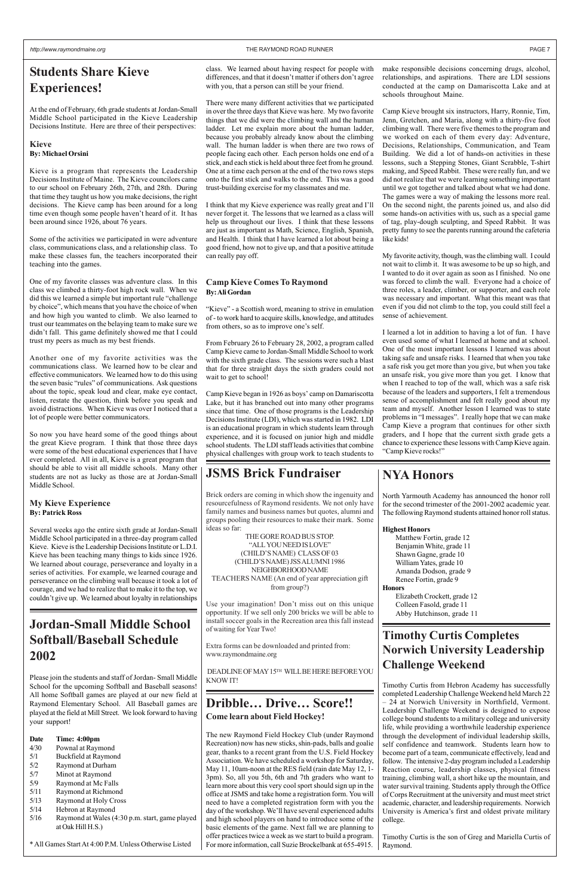## Students Share Kieve Experiences!

At the end of February, 6th grade students at Jordan-Small Middle School participated in the Kieve Leadership Decisions Institute. Here are three of their perspectives:

### Kieve
**By: Michael Orsini**

Kieve is a program that represents the Leadership Decisions Institute of Maine. The Kieve councilors came to our school on February 26th, 27th, and 28th. During that time they taught us how you make decisions, the right decisions. The Kieve camp has been around for a long time even though some people haven't heard of it. It has been around since 1926, about 76 years.

Some of the activities we participated in were adventure class, communications class, and a relationship class. To make these classes fun, the teachers incorporated their teaching into the games.

One of my favorite classes was adventure class. In this class we climbed a thirty-foot high rock wall. When we did this we learned a simple but important rule "challenge by choice", which means that you have the choice of when and how high you wanted to climb. We also learned to trust our teammates on the belaying team to make sure we didn't fall. This game definitely showed me that I could trust my peers as much as my best friends.

Another one of my favorite activities was the communications class. We learned how to be clear and effective communicators. We learned how to do this using the seven basic "rules" of communications. Ask questions about the topic, speak loud and clear, make eye contact, listen, restate the question, think before you speak and avoid distractions. When Kieve was over I noticed that a lot of people were better communicators.

So now you have heard some of the good things about the great Kieve program. I think that those three days were some of the best educational experiences that I have ever completed. All in all, Kieve is a great program that should be able to visit all middle schools. Many other students are not as lucky as those are at Jordan-Small Middle School.

### My Kieve Experience
**By: Patrick Ross**

Several weeks ago the entire sixth grade at Jordan-Small Middle School participated in a three-day program called Kieve. Kieve is the Leadership Decisions Institute or L.D.I. Kieve has been teaching many things to kids since 1926. We learned about courage, perseverance and loyalty in a series of activities. For example, we learned courage and perseverance on the climbing wall because it took a lot of courage, and we had to realize that to make it to the top, we couldn't give up. We learned about loyalty in relationships class. We learned about having respect for people with differences, and that it doesn't matter if others don't agree with you, that a person can still be your friend.

There were many different activities that we participated in over the three days that Kieve was here. My two favorite things that we did were the climbing wall and the human ladder. Let me explain more about the human ladder, because you probably already know about the climbing wall. The human ladder is when there are two rows of people facing each other. Each person holds one end of a stick, and each stick is held about three feet from he ground. One at a time each person at the end of the two rows steps onto the first stick and walks to the end. This was a good trust-building exercise for my classmates and me.

I think that my Kieve experience was really great and I'll never forget it. The lessons that we learned as a class will help us throughout our lives. I think that these lessons are just as important as Math, Science, English, Spanish, and Health. I think that I have learned a lot about being a good friend, how not to give up, and that a positive attitude can really pay off.

### Camp Kieve Comes To Raymond
**By: Ali Gordan**

"Kieve" - a Scottish word, meaning to strive in emulation of - to work hard to acquire skills, knowledge, and attitudes from others, so as to improve one's self.

From February 26 to February 28, 2002, a program called Camp Kieve came to Jordan-Small Middle School to work with the sixth grade class. The sessions were such a blast that for three straight days the sixth graders could not wait to get to school!

Camp Kieve began in 1926 as boys' camp on Damariscotta Lake, but it has branched out into many other programs since that time. One of those programs is the Leadership Decisions Institute (LDI), which was started in 1982. LDI is an educational program in which students learn through experience, and it is focused on junior high and middle school students. The LDI staff leads activities that combine physical challenges with group work to teach students to make responsible decisions concerning drugs, alcohol, relationships, and aspirations. There are LDI sessions conducted at the camp on Damariscotta Lake and at schools throughout Maine.

Camp Kieve brought six instructors, Harry, Ronnie, Tim, Jenn, Gretchen, and Maria, along with a thirty-five foot climbing wall. There were five themes to the program and we worked on each of them every day: Adventure, Decisions, Relationships, Communication, and Team Building. We did a lot of hands-on activities in these lessons, such a Stepping Stones, Giant Scrabble, T-shirt making, and Speed Rabbit. These were really fun, and we did not realize that we were learning something important until we got together and talked about what we had done. The games were a way of making the lessons more real. On the second night, the parents joined us, and also did some hands-on activities with us, such as a special game of tag, play-dough sculpting, and Speed Rabbit. It was pretty funny to see the parents running around the cafeteria like kids!

My favorite activity, though, was the climbing wall. I could not wait to climb it. It was awesome to be up so high, and I wanted to do it over again as soon as I finished. No one was forced to climb the wall. Everyone had a choice of three roles, a leader, climber, or supporter, and each role was necessary and important. What this meant was that even if you did not climb to the top, you could still feel a sense of achievement.

I learned a lot in addition to having a lot of fun. I have even used some of what I learned at home and at school. One of the most important lessons I learned was about taking safe and unsafe risks. I learned that when you take a safe risk you get more than you give, but when you take an unsafe risk, you give more than you get. I know that when I reached to top of the wall, which was a safe risk because of the leaders and supporters, I felt a tremendous sense of accomplishment and felt really good about my team and myself. Another lesson I learned was to state problems in "I messages". I really hope that we can make Camp Kieve a program that continues for other sixth graders, and I hope that the current sixth grade gets a chance to experience these lessons with Camp Kieve again. "Camp Kieve rocks!"

## Jordan-Small Middle School Softball/Baseball Schedule 2002

Please join the students and staff of Jordan- Small Middle School for the upcoming Softball and Baseball seasons! All home Softball games are played at our new field at Raymond Elementary School. All Baseball games are played at the field at Mill Street. We look forward to having your support!

| Date | Time: 4:00pm |
|---|---|
| 4/30 | Pownal at Raymond |
| 5/1 | Buckfield at Raymond |
| 5/2 | Raymond at Durham |
| 5/7 | Minot at Raymond |
| 5/9 | Raymond at Mc Falls |
| 5/11 | Raymond at Richmond |
| 5/13 | Raymond at Holy Cross |
| 5/14 | Hebron at Raymond |
| 5/16 | Raymond at Wales (4:30 p.m. start, game played at Oak Hill H.S.) |

* All Games Start At 4:00 P.M. Unless Otherwise Listed

## JSMS Brick Fundraiser

Brick orders are coming in which show the ingenuity and resourcefulness of Raymond residents. We not only have family names and business names but quotes, alumni and groups pooling their resources to make their mark. Some ideas so far:

THE GORE ROAD BUS STOP.
"ALL YOU NEED IS LOVE"
(CHILD'S NAME) CLASS OF 03
(CHILD'S NAME) JSS ALUMNI 1986
NEIGHBORHOOD NAME
TEACHERS NAME (An end of year appreciation gift from group?)

Use your imagination! Don't miss out on this unique opportunity. If we sell only 200 bricks we will be able to install soccer goals in the Recreation area this fall instead of waiting for Year Two!

Extra forms can be downloaded and printed from: www.raymondmaine.org

DEADLINE OF MAY 15TH WILL BE HERE BEFORE YOU KNOW IT!

## Dribble… Drive… Score!!
**Come learn about Field Hockey!**

The new Raymond Field Hockey Club (under Raymond Recreation) now has new sticks, shin-pads, balls and goalie gear, thanks to a recent grant from the U.S. Field Hockey Association. We have scheduled a workshop for Saturday, May 11, 10am-noon at the RES field (rain date May 12, 1-3pm). So, all you 5th, 6th and 7th graders who want to learn more about this very cool sport should sign up in the office at JSMS and take home a registration form. You will need to have a completed registration form with you the day of the workshop. We'll have several experienced adults and high school players on hand to introduce some of the basic elements of the game. Next fall we are planning to offer practices twice a week as we start to build a program. For more information, call Suzie Brockelbank at 655-4915.

## NYA Honors

North Yarmouth Academy has announced the honor roll for the second trimester of the 2001-2002 academic year. The following Raymond students attained honor roll status.

**Highest Honors**
- Matthew Fortin, grade 12
- Benjamin White, grade 11
- Shawn Gagne, grade 10
- William Yates, grade 10
- Amanda Dodson, grade 9
- Renee Fortin, grade 9

**Honors**
- Elizabeth Crockett, grade 12
- Colleen Fasold, grade 11
- Abby Hutchinson, grade 11

## Timothy Curtis Completes Norwich University Leadership Challenge Weekend

Timothy Curtis from Hebron Academy has successfully completed Leadership Challenge Weekend held March 22 – 24 at Norwich University in Northfield, Vermont. Leadership Challenge Weekend is designed to expose college bound students to a military college and university life, while providing a worthwhile leadership experience through the development of individual leadership skills, self confidence and teamwork. Students learn how to become part of a team, communicate effectively, lead and follow. The intensive 2-day program included a Leadership Reaction course, leadership classes, physical fitness training, climbing wall, a short hike up the mountain, and water survival training. Students apply through the Office of Corps Recruitment at the university and must meet strict academic, character, and leadership requirements. Norwich University is America's first and oldest private military college.

Timothy Curtis is the son of Greg and Mariella Curtis of Raymond.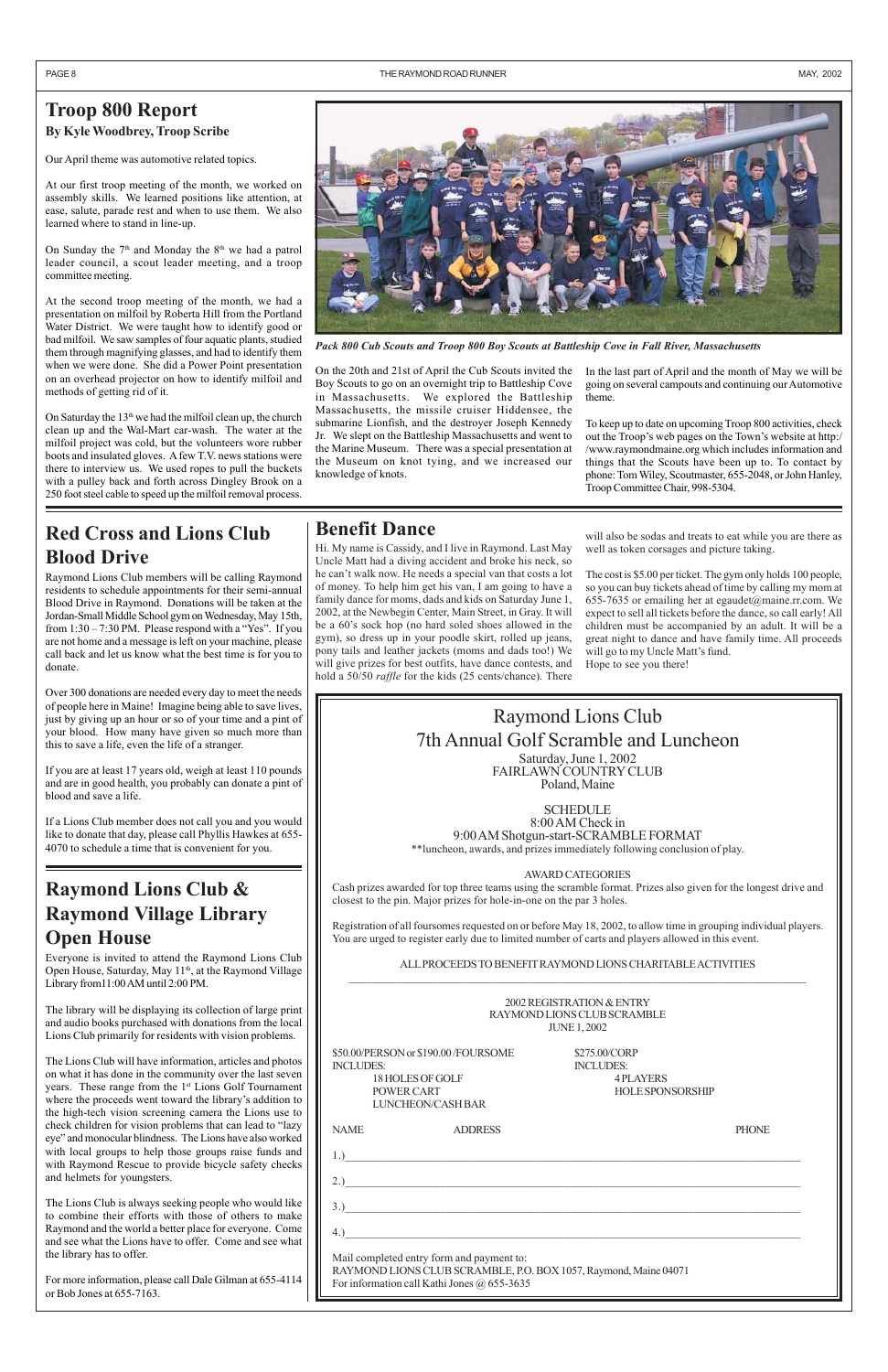## Troop 800 Report

**By Kyle Woodbrey, Troop Scribe**

Our April theme was automotive related topics.

At our first troop meeting of the month, we worked on assembly skills. We learned positions like attention, at ease, salute, parade rest and when to use them. We also learned where to stand in line-up.

On Sunday the 7th and Monday the 8th we had a patrol leader council, a scout leader meeting, and a troop committee meeting.

At the second troop meeting of the month, we had a presentation on milfoil by Roberta Hill from the Portland Water District. We were taught how to identify good or bad milfoil. We saw samples of four aquatic plants, studied them through magnifying glasses, and had to identify them when we were done. She did a Power Point presentation on an overhead projector on how to identify milfoil and methods of getting rid of it.

On Saturday the 13th we had the milfoil clean up, the church clean up and the Wal-Mart car-wash. The water at the milfoil project was cold, but the volunteers wore rubber boots and insulated gloves. A few T.V. news stations were there to interview us. We used ropes to pull the buckets with a pulley back and forth across Dingley Brook on a 250 foot steel cable to speed up the milfoil removal process.

*Pack 800 Cub Scouts and Troop 800 Boy Scouts at Battleship Cove in Fall River, Massachusetts*

On the 20th and 21st of April the Cub Scouts invited the Boy Scouts to go on an overnight trip to Battleship Cove in Massachusetts. We explored the Battleship Massachusetts, the missile cruiser Hiddensee, the submarine Lionfish, and the destroyer Joseph Kennedy Jr. We slept on the Battleship Massachusetts and went to the Marine Museum. There was a special presentation at the Museum on knot tying, and we increased our knowledge of knots.

In the last part of April and the month of May we will be going on several campouts and continuing our Automotive theme.

To keep up to date on upcoming Troop 800 activities, check out the Troop's web pages on the Town's website at http://www.raymondmaine.org which includes information and things that the Scouts have been up to. To contact by phone: Tom Wiley, Scoutmaster, 655-2048, or John Hanley, Troop Committee Chair, 998-5304.

## Red Cross and Lions Club Blood Drive

Raymond Lions Club members will be calling Raymond residents to schedule appointments for their semi-annual Blood Drive in Raymond. Donations will be taken at the Jordan-Small Middle School gym on Wednesday, May 15th, from 1:30 – 7:30 PM. Please respond with a "Yes". If you are not home and a message is left on your machine, please call back and let us know what the best time is for you to donate.

Over 300 donations are needed every day to meet the needs of people here in Maine! Imagine being able to save lives, just by giving up an hour or so of your time and a pint of your blood. How many have given so much more than this to save a life, even the life of a stranger.

If you are at least 17 years old, weigh at least 110 pounds and are in good health, you probably can donate a pint of blood and save a life.

If a Lions Club member does not call you and you would like to donate that day, please call Phyllis Hawkes at 655-4070 to schedule a time that is convenient for you.

## Raymond Lions Club & Raymond Village Library Open House

Everyone is invited to attend the Raymond Lions Club Open House, Saturday, May 11th, at the Raymond Village Library from11:00 AM until 2:00 PM.

The library will be displaying its collection of large print and audio books purchased with donations from the local Lions Club primarily for residents with vision problems.

The Lions Club will have information, articles and photos on what it has done in the community over the last seven years. These range from the 1st Lions Golf Tournament where the proceeds went toward the library's addition to the high-tech vision screening camera the Lions use to check children for vision problems that can lead to "lazy eye" and monocular blindness. The Lions have also worked with local groups to help those groups raise funds and with Raymond Rescue to provide bicycle safety checks and helmets for youngsters.

The Lions Club is always seeking people who would like to combine their efforts with those of others to make Raymond and the world a better place for everyone. Come and see what the Lions have to offer. Come and see what the library has to offer.

For more information, please call Dale Gilman at 655-4114 or Bob Jones at 655-7163.

## Benefit Dance

Hi. My name is Cassidy, and I live in Raymond. Last May Uncle Matt had a diving accident and broke his neck, so he can't walk now. He needs a special van that costs a lot of money. To help him get his van, I am going to have a family dance for moms, dads and kids on Saturday June 1, 2002, at the Newbegin Center, Main Street, in Gray. It will be a 60's sock hop (no hard soled shoes allowed in the gym), so dress up in your poodle skirt, rolled up jeans, pony tails and leather jackets (moms and dads too!) We will give prizes for best outfits, have dance contests, and hold a 50/50 *raffle* for the kids (25 cents/chance). There will also be sodas and treats to eat while you are there as well as token corsages and picture taking.

The cost is $5.00 per ticket. The gym only holds 100 people, so you can buy tickets ahead of time by calling my mom at 655-7635 or emailing her at egaudet@maine.rr.com. We expect to sell all tickets before the dance, so call early! All children must be accompanied by an adult. It will be a great night to dance and have family time. All proceeds will go to my Uncle Matt's fund.
Hope to see you there!

## Raymond Lions Club
## 7th Annual Golf Scramble and Luncheon

Saturday, June 1, 2002
FAIRLAWN COUNTRY CLUB
Poland, Maine

SCHEDULE
8:00 AM Check in
9:00 AM Shotgun-start-SCRAMBLE FORMAT
**luncheon, awards, and prizes immediately following conclusion of play.

AWARD CATEGORIES

Cash prizes awarded for top three teams using the scramble format. Prizes also given for the longest drive and closest to the pin. Major prizes for hole-in-one on the par 3 holes.

Registration of all foursomes requested on or before May 18, 2002, to allow time in grouping individual players. You are urged to register early due to limited number of carts and players allowed in this event.

ALL PROCEEDS TO BENEFIT RAYMOND LIONS CHARITABLE ACTIVITIES

---

2002 REGISTRATION & ENTRY
RAYMOND LIONS CLUB SCRAMBLE
JUNE 1, 2002

$50.00/PERSON or $190.00 /FOURSOME
INCLUDES:
18 HOLES OF GOLF
POWER CART
LUNCHEON/CASH BAR

$275.00/CORP
INCLUDES:
4 PLAYERS
HOLE SPONSORSHIP

| NAME | ADDRESS | PHONE |
|---|---|---|
| 1.) | | |
| 2.) | | |
| 3.) | | |
| 4.) | | |

Mail completed entry form and payment to:
RAYMOND LIONS CLUB SCRAMBLE, P.O. BOX 1057, Raymond, Maine 04071
For information call Kathi Jones @ 655-3635